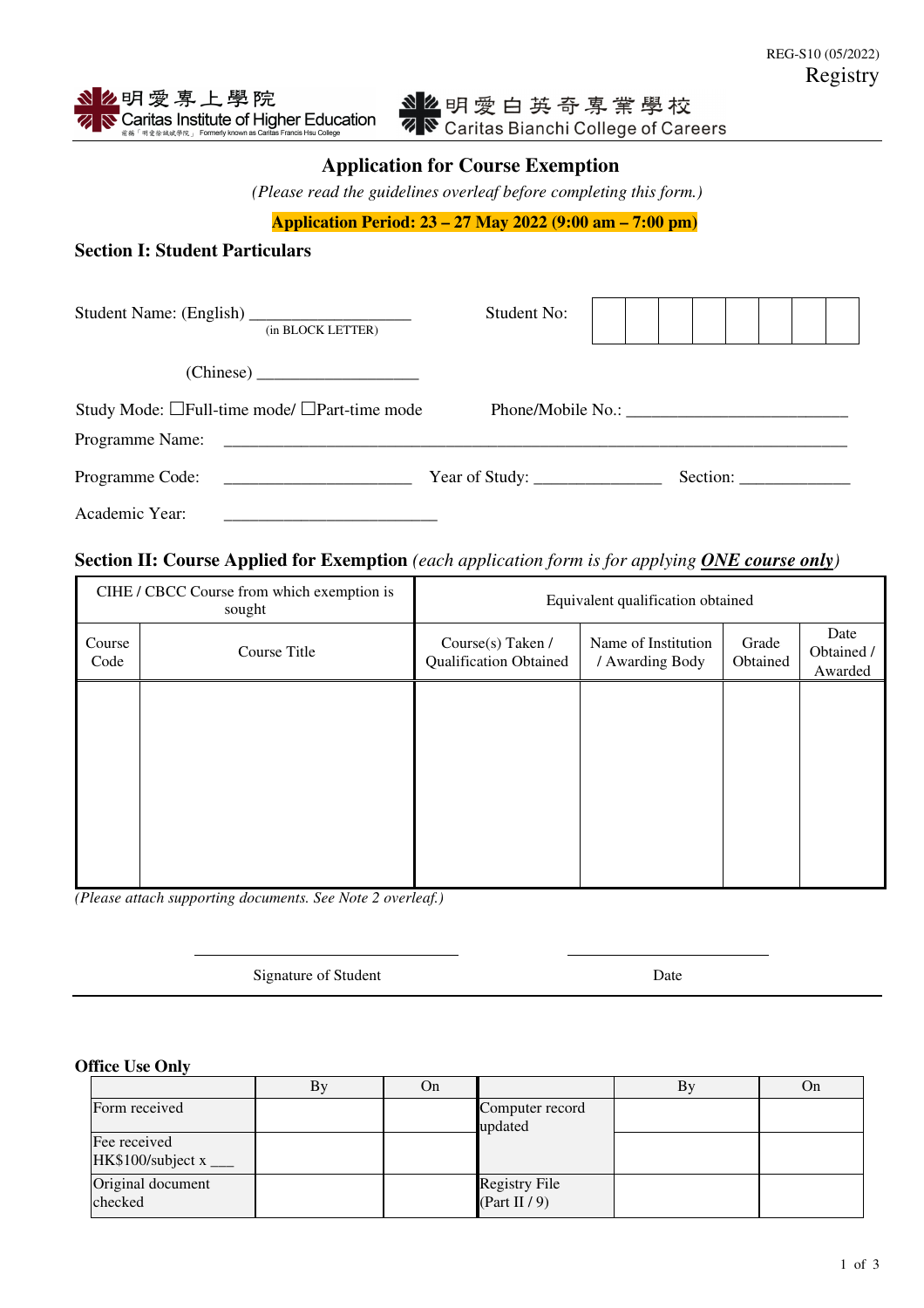REG-S10 (05/2022)
Registry

明愛專上學院
Caritas Institute of Higher Education
前稱「明愛徐誠斌學院」 Formerly known as Caritas Francis Hsu College

明愛白英奇專業學校
Caritas Bianchi College of Careers

# Application for Course Exemption

*(Please read the guidelines overleaf before completing this form.)*

**Application Period: 23 – 27 May 2022 (9:00 am – 7:00 pm)**

## Section I: Student Particulars

Student Name: (English) ___________________ (in BLOCK LETTER)　　Student No: | | | | | | | | |

(Chinese) ___________________

Study Mode: ☐Full-time mode/ ☐Part-time mode　　Phone/Mobile No.: __________________________

Programme Name: ________________________________________________________________________

Programme Code: ______________________　Year of Study: _______________　Section: _____________

Academic Year: _________________________

## Section II: Course Applied for Exemption *(each application form is for applying **ONE course only**)*

| CIHE / CBCC Course from which exemption is sought | | Equivalent qualification obtained | | | |
|---|---|---|---|---|---|
| Course Code | Course Title | Course(s) Taken / Qualification Obtained | Name of Institution / Awarding Body | Grade Obtained | Date Obtained / Awarded |
| | | | | | |

*(Please attach supporting documents. See Note 2 overleaf.)*

______________________________　　　　______________________
Signature of Student　　　　　　　　　　　Date

**Office Use Only**

| | By | On | | By | On |
|---|---|---|---|---|---|
| Form received | | | Computer record updated | | |
| Fee received HK$100/subject x ___ | | | | | |
| Original document checked | | | Registry File (Part II / 9) | | |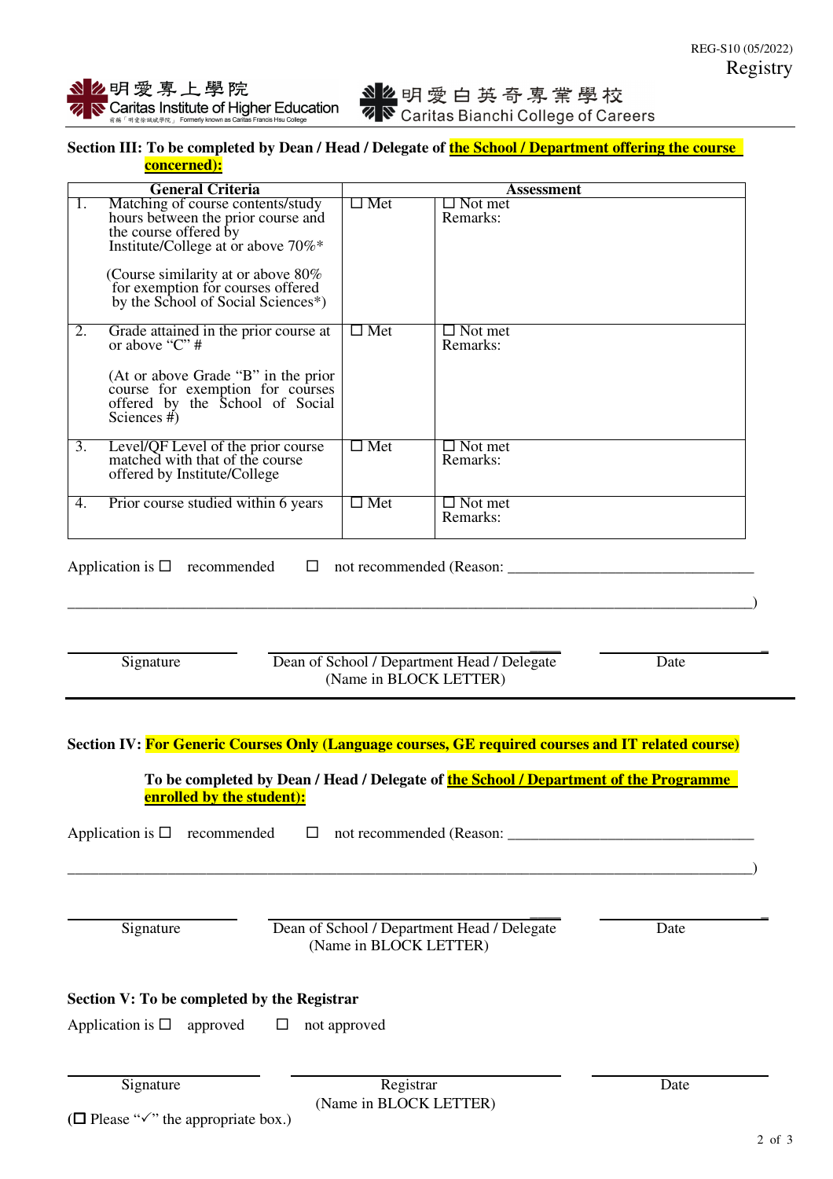REG-S10 (05/2022)
Registry

明愛專上學院 Caritas Institute of Higher Education 前稱「明愛徐誠斌學院」 Formerly known as Caritas Francis Hsu College

明愛白英奇專業學校 Caritas Bianchi College of Careers

**Section III: To be completed by Dean / Head / Delegate of the School / Department offering the course concerned):**

| General Criteria | Assessment | |
|---|---|---|
| 1. Matching of course contents/study hours between the prior course and the course offered by Institute/College at or above 70%* <br><br> (Course similarity at or above 80% for exemption for courses offered by the School of Social Sciences*) | ☐ Met | ☐ Not met <br> Remarks: |
| 2. Grade attained in the prior course at or above "C" # <br><br> (At or above Grade "B" in the prior course for exemption for courses offered by the School of Social Sciences #) | ☐ Met | ☐ Not met <br> Remarks: |
| 3. Level/QF Level of the prior course matched with that of the course offered by Institute/College | ☐ Met | ☐ Not met <br> Remarks: |
| 4. Prior course studied within 6 years | ☐ Met | ☐ Not met <br> Remarks: |

Application is ☐ recommended ☐ not recommended (Reason: ______________________________

______________________________________________________________________________)

| Signature | Dean of School / Department Head / Delegate (Name in BLOCK LETTER) | Date |
|---|---|---|

**Section IV: For Generic Courses Only (Language courses, GE required courses and IT related course)**

**To be completed by Dean / Head / Delegate of the School / Department of the Programme enrolled by the student):**

Application is ☐ recommended ☐ not recommended (Reason: ______________________________

______________________________________________________________________________)

| Signature | Dean of School / Department Head / Delegate (Name in BLOCK LETTER) | Date |
|---|---|---|

**Section V: To be completed by the Registrar**

Application is ☐ approved ☐ not approved

| Signature | Registrar (Name in BLOCK LETTER) | Date |
|---|---|---|

(☐ Please "✓" the appropriate box.)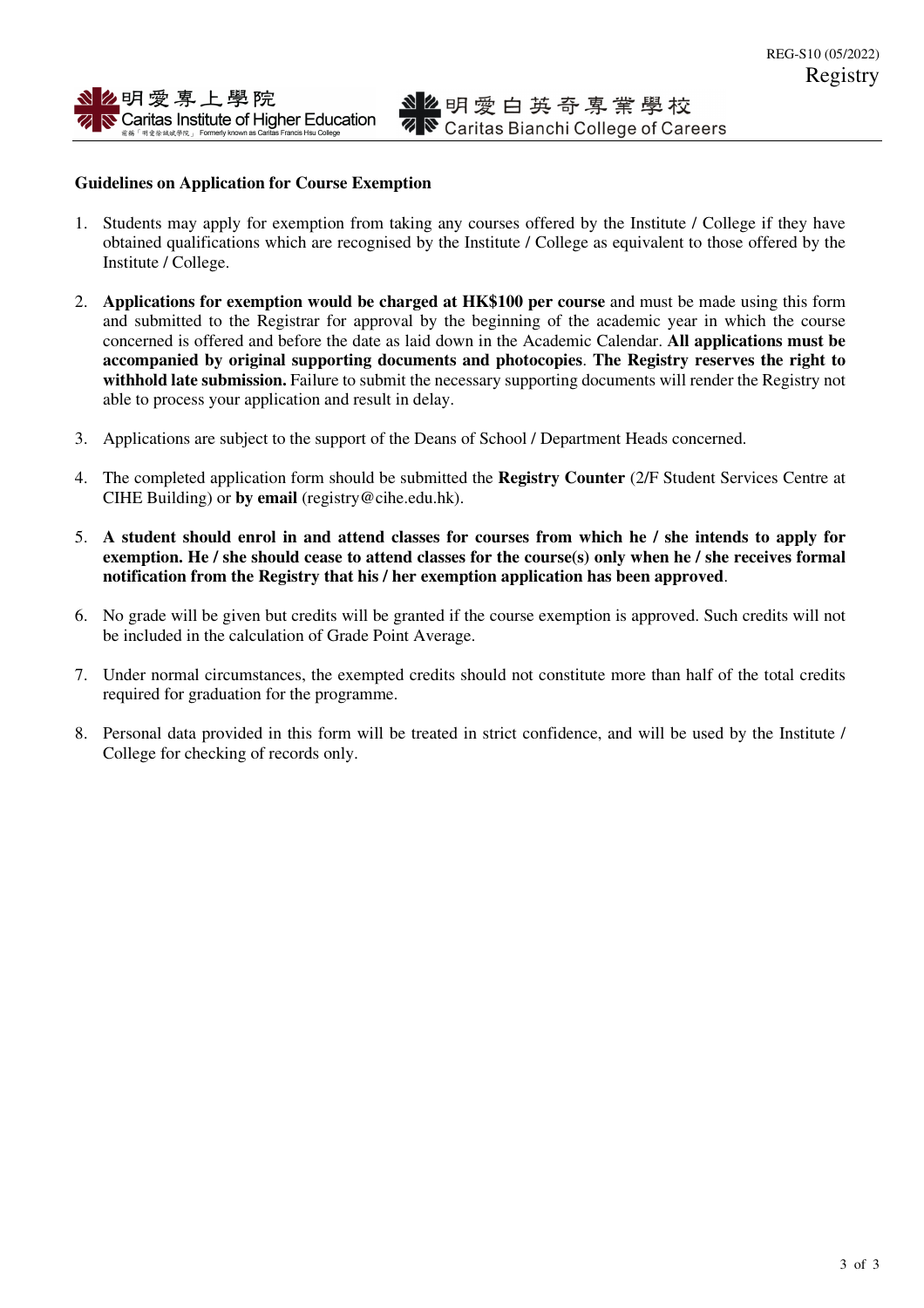REG-S10 (05/2022)
Registry

明愛專上學院
Caritas Institute of Higher Education
前稱「明愛徐誠斌學院」 Formerly known as Caritas Francis Hsu College

明愛白英奇專業學校
Caritas Bianchi College of Careers

**Guidelines on Application for Course Exemption**

1. Students may apply for exemption from taking any courses offered by the Institute / College if they have obtained qualifications which are recognised by the Institute / College as equivalent to those offered by the Institute / College.

2. **Applications for exemption would be charged at HK$100 per course** and must be made using this form and submitted to the Registrar for approval by the beginning of the academic year in which the course concerned is offered and before the date as laid down in the Academic Calendar. **All applications must be accompanied by original supporting documents and photocopies**. **The Registry reserves the right to withhold late submission.** Failure to submit the necessary supporting documents will render the Registry not able to process your application and result in delay.

3. Applications are subject to the support of the Deans of School / Department Heads concerned.

4. The completed application form should be submitted the **Registry Counter** (2/F Student Services Centre at CIHE Building) or **by email** (registry@cihe.edu.hk).

5. **A student should enrol in and attend classes for courses from which he / she intends to apply for exemption. He / she should cease to attend classes for the course(s) only when he / she receives formal notification from the Registry that his / her exemption application has been approved**.

6. No grade will be given but credits will be granted if the course exemption is approved. Such credits will not be included in the calculation of Grade Point Average.

7. Under normal circumstances, the exempted credits should not constitute more than half of the total credits required for graduation for the programme.

8. Personal data provided in this form will be treated in strict confidence, and will be used by the Institute / College for checking of records only.